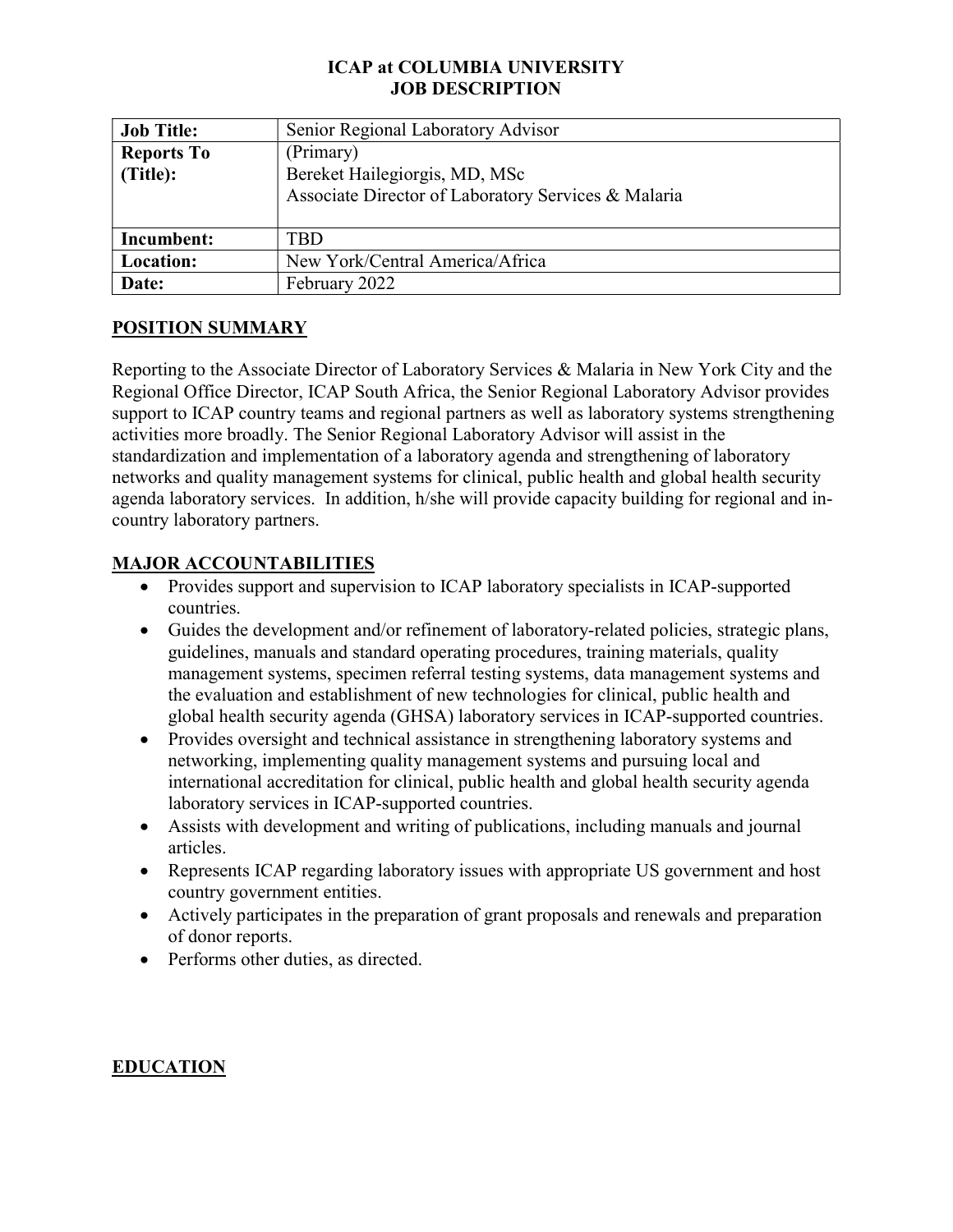# ICAP at COLUMBIA UNIVERSITY
# JOB DESCRIPTION

| **Job Title:** | Senior Regional Laboratory Advisor |
|---|---|
| **Reports To (Title):** | (Primary) Bereket Hailegiorgis, MD, MSc Associate Director of Laboratory Services & Malaria |
| **Incumbent:** | TBD |
| **Location:** | New York/Central America/Africa |
| **Date:** | February 2022 |

## POSITION SUMMARY

Reporting to the Associate Director of Laboratory Services & Malaria in New York City and the Regional Office Director, ICAP South Africa, the Senior Regional Laboratory Advisor provides support to ICAP country teams and regional partners as well as laboratory systems strengthening activities more broadly. The Senior Regional Laboratory Advisor will assist in the standardization and implementation of a laboratory agenda and strengthening of laboratory networks and quality management systems for clinical, public health and global health security agenda laboratory services. In addition, h/she will provide capacity building for regional and in-country laboratory partners.

## MAJOR ACCOUNTABILITIES

- Provides support and supervision to ICAP laboratory specialists in ICAP-supported countries.
- Guides the development and/or refinement of laboratory-related policies, strategic plans, guidelines, manuals and standard operating procedures, training materials, quality management systems, specimen referral testing systems, data management systems and the evaluation and establishment of new technologies for clinical, public health and global health security agenda (GHSA) laboratory services in ICAP-supported countries.
- Provides oversight and technical assistance in strengthening laboratory systems and networking, implementing quality management systems and pursuing local and international accreditation for clinical, public health and global health security agenda laboratory services in ICAP-supported countries.
- Assists with development and writing of publications, including manuals and journal articles.
- Represents ICAP regarding laboratory issues with appropriate US government and host country government entities.
- Actively participates in the preparation of grant proposals and renewals and preparation of donor reports.
- Performs other duties, as directed.

## EDUCATION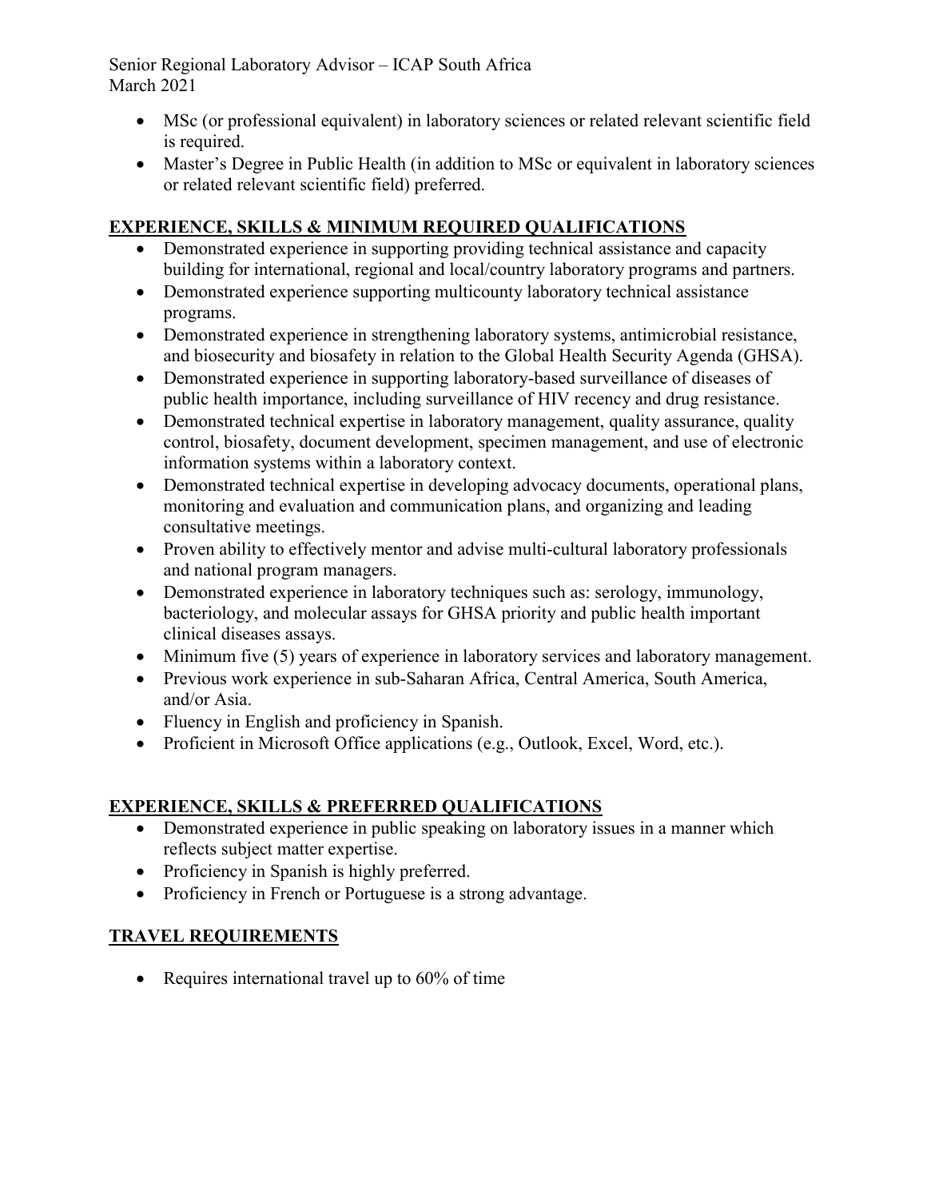- MSc (or professional equivalent) in laboratory sciences or related relevant scientific field is required.
- Master's Degree in Public Health (in addition to MSc or equivalent in laboratory sciences or related relevant scientific field) preferred.

## EXPERIENCE, SKILLS & MINIMUM REQUIRED QUALIFICATIONS

- Demonstrated experience in supporting providing technical assistance and capacity building for international, regional and local/country laboratory programs and partners.
- Demonstrated experience supporting multicounty laboratory technical assistance programs.
- Demonstrated experience in strengthening laboratory systems, antimicrobial resistance, and biosecurity and biosafety in relation to the Global Health Security Agenda (GHSA).
- Demonstrated experience in supporting laboratory-based surveillance of diseases of public health importance, including surveillance of HIV recency and drug resistance.
- Demonstrated technical expertise in laboratory management, quality assurance, quality control, biosafety, document development, specimen management, and use of electronic information systems within a laboratory context.
- Demonstrated technical expertise in developing advocacy documents, operational plans, monitoring and evaluation and communication plans, and organizing and leading consultative meetings.
- Proven ability to effectively mentor and advise multi-cultural laboratory professionals and national program managers.
- Demonstrated experience in laboratory techniques such as: serology, immunology, bacteriology, and molecular assays for GHSA priority and public health important clinical diseases assays.
- Minimum five (5) years of experience in laboratory services and laboratory management.
- Previous work experience in sub-Saharan Africa, Central America, South America, and/or Asia.
- Fluency in English and proficiency in Spanish.
- Proficient in Microsoft Office applications (e.g., Outlook, Excel, Word, etc.).

## EXPERIENCE, SKILLS & PREFERRED QUALIFICATIONS

- Demonstrated experience in public speaking on laboratory issues in a manner which reflects subject matter expertise.
- Proficiency in Spanish is highly preferred.
- Proficiency in French or Portuguese is a strong advantage.

## TRAVEL REQUIREMENTS

- Requires international travel up to 60% of time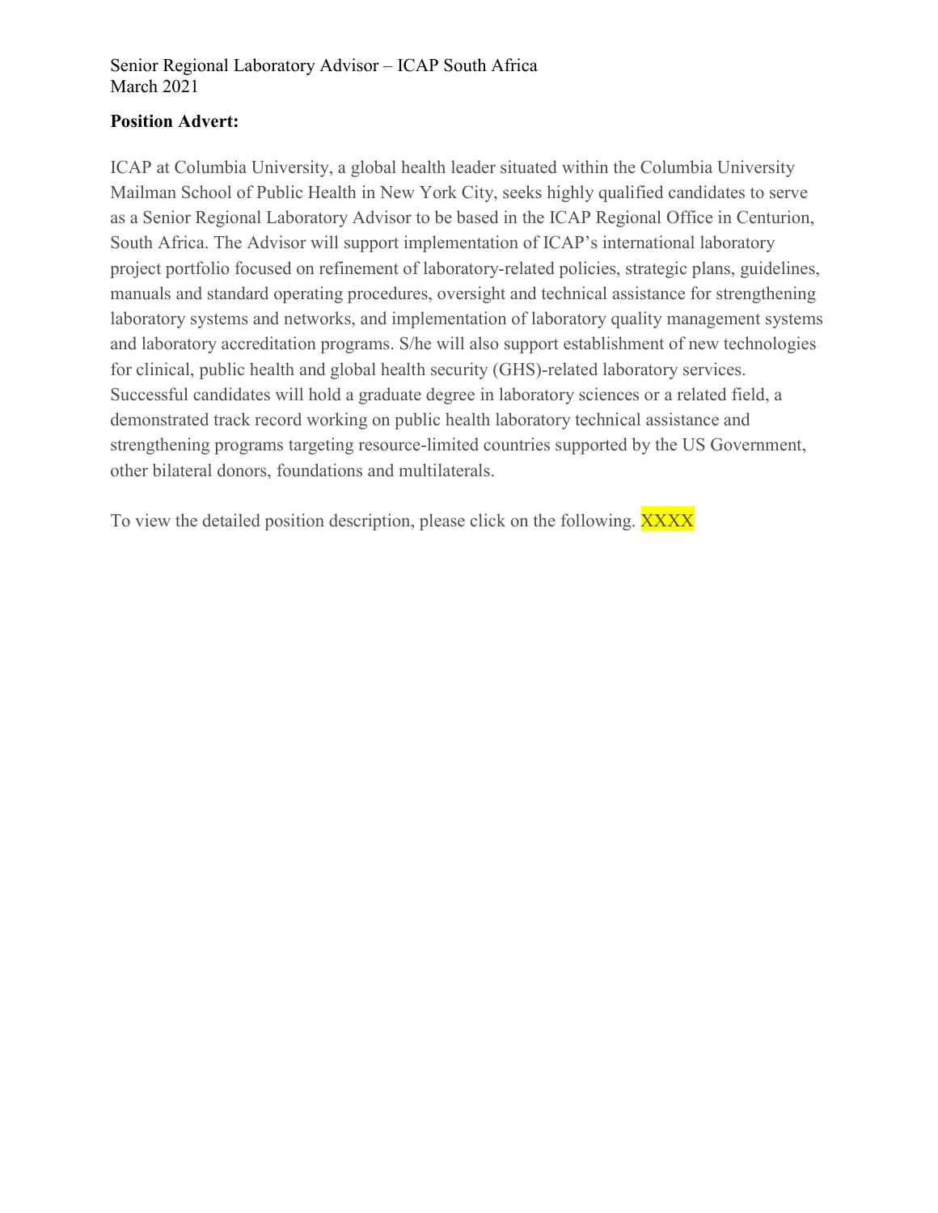Senior Regional Laboratory Advisor – ICAP South Africa
March 2021

**Position Advert:**

ICAP at Columbia University, a global health leader situated within the Columbia University Mailman School of Public Health in New York City, seeks highly qualified candidates to serve as a Senior Regional Laboratory Advisor to be based in the ICAP Regional Office in Centurion, South Africa. The Advisor will support implementation of ICAP's international laboratory project portfolio focused on refinement of laboratory-related policies, strategic plans, guidelines, manuals and standard operating procedures, oversight and technical assistance for strengthening laboratory systems and networks, and implementation of laboratory quality management systems and laboratory accreditation programs. S/he will also support establishment of new technologies for clinical, public health and global health security (GHS)-related laboratory services. Successful candidates will hold a graduate degree in laboratory sciences or a related field, a demonstrated track record working on public health laboratory technical assistance and strengthening programs targeting resource-limited countries supported by the US Government, other bilateral donors, foundations and multilaterals.

To view the detailed position description, please click on the following. XXXX